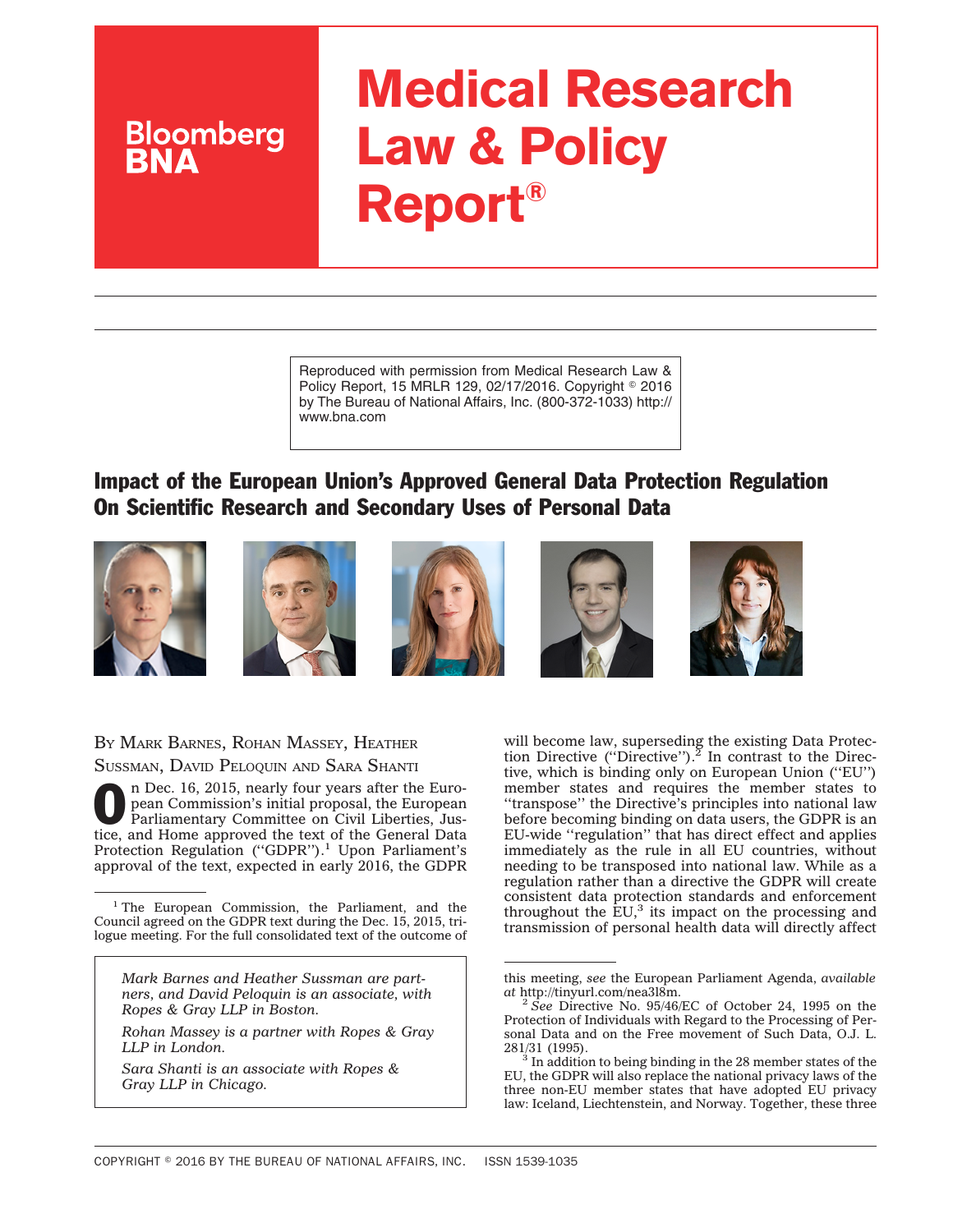# Medical Research Law & Policy Report®

Bloomberg BNA

Reproduced with permission from Medical Research Law & Policy Report, 15 MRLR 129, 02/17/2016. Copyright © 2016 by The Bureau of National Affairs, Inc. (800-372-1033) http://www.bna.com

## Impact of the European Union's Approved General Data Protection Regulation On Scientific Research and Secondary Uses of Personal Data

BY MARK BARNES, ROHAN MASSEY, HEATHER SUSSMAN, DAVID PELOQUIN AND SARA SHANTI

*Mark Barnes and Heather Sussman are partners, and David Peloquin is an associate, with Ropes & Gray LLP in Boston.*

*Rohan Massey is a partner with Ropes & Gray LLP in London.*

*Sara Shanti is an associate with Ropes & Gray LLP in Chicago.*

On Dec. 16, 2015, nearly four years after the European Commission's initial proposal, the European Parliamentary Committee on Civil Liberties, Justice, and Home approved the text of the General Data Protection Regulation ("GDPR").[1] Upon Parliament's approval of the text, expected in early 2016, the GDPR will become law, superseding the existing Data Protection Directive ("Directive").[2] In contrast to the Directive, which is binding only on European Union ("EU") member states and requires the member states to "transpose" the Directive's principles into national law before becoming binding on data users, the GDPR is an EU-wide "regulation" that has direct effect and applies immediately as the rule in all EU countries, without needing to be transposed into national law. While as a regulation rather than a directive the GDPR will create consistent data protection standards and enforcement throughout the EU,[3] its impact on the processing and transmission of personal health data will directly affect

---

[1] The European Commission, the Parliament, and the Council agreed on the GDPR text during the Dec. 15, 2015, trilogue meeting. For the full consolidated text of the outcome of this meeting, *see* the European Parliament Agenda, *available at* http://tinyurl.com/nea3l8m.

[2] *See* Directive No. 95/46/EC of October 24, 1995 on the Protection of Individuals with Regard to the Processing of Personal Data and on the Free movement of Such Data, O.J. L. 281/31 (1995).

[3] In addition to being binding in the 28 member states of the EU, the GDPR will also replace the national privacy laws of the three non-EU member states that have adopted EU privacy law: Iceland, Liechtenstein, and Norway. Together, these three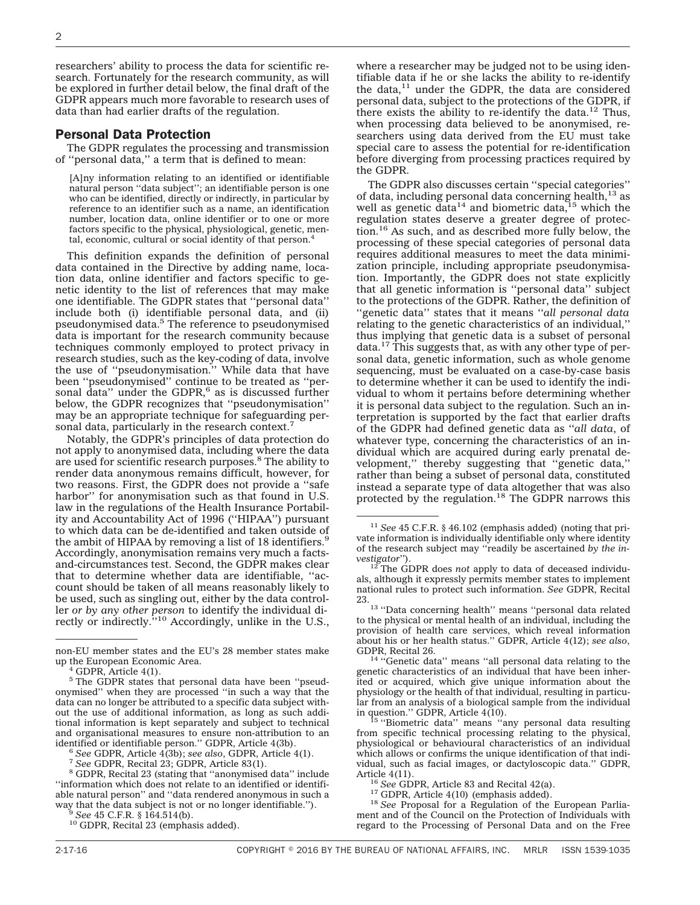researchers' ability to process the data for scientific research. Fortunately for the research community, as will be explored in further detail below, the final draft of the GDPR appears much more favorable to research uses of data than had earlier drafts of the regulation.

## Personal Data Protection

The GDPR regulates the processing and transmission of ''personal data,'' a term that is defined to mean:

> [A]ny information relating to an identified or identifiable natural person ''data subject''; an identifiable person is one who can be identified, directly or indirectly, in particular by reference to an identifier such as a name, an identification number, location data, online identifier or to one or more factors specific to the physical, physiological, genetic, mental, economic, cultural or social identity of that person.[4]

This definition expands the definition of personal data contained in the Directive by adding name, location data, online identifier and factors specific to genetic identity to the list of references that may make one identifiable. The GDPR states that ''personal data'' include both (i) identifiable personal data, and (ii) pseudonymised data.[5] The reference to pseudonymised data is important for the research community because techniques commonly employed to protect privacy in research studies, such as the key-coding of data, involve the use of ''pseudonymisation.'' While data that have been ''pseudonymised'' continue to be treated as ''personal data'' under the GDPR,[6] as is discussed further below, the GDPR recognizes that ''pseudonymisation'' may be an appropriate technique for safeguarding personal data, particularly in the research context.[7]

Notably, the GDPR's principles of data protection do not apply to anonymised data, including where the data are used for scientific research purposes.[8] The ability to render data anonymous remains difficult, however, for two reasons. First, the GDPR does not provide a ''safe harbor'' for anonymisation such as that found in U.S. law in the regulations of the Health Insurance Portability and Accountability Act of 1996 (''HIPAA'') pursuant to which data can be de-identified and taken outside of the ambit of HIPAA by removing a list of 18 identifiers.[9] Accordingly, anonymisation remains very much a facts-and-circumstances test. Second, the GDPR makes clear that to determine whether data are identifiable, ''account should be taken of all means reasonably likely to be used, such as singling out, either by the data controller *or by any other person* to identify the individual directly or indirectly.''[10] Accordingly, unlike in the U.S., where a researcher may be judged not to be using identifiable data if he or she lacks the ability to re-identify the data,[11] under the GDPR, the data are considered personal data, subject to the protections of the GDPR, if there exists the ability to re-identify the data.[12] Thus, when processing data believed to be anonymised, researchers using data derived from the EU must take special care to assess the potential for re-identification before diverging from processing practices required by the GDPR.

The GDPR also discusses certain ''special categories'' of data, including personal data concerning health,[13] as well as genetic data[14] and biometric data,[15] which the regulation states deserve a greater degree of protection.[16] As such, and as described more fully below, the processing of these special categories of personal data requires additional measures to meet the data minimization principle, including appropriate pseudonymisation. Importantly, the GDPR does not state explicitly that all genetic information is ''personal data'' subject to the protections of the GDPR. Rather, the definition of ''genetic data'' states that it means ''*all personal data* relating to the genetic characteristics of an individual,'' thus implying that genetic data is a subset of personal data.[17] This suggests that, as with any other type of personal data, genetic information, such as whole genome sequencing, must be evaluated on a case-by-case basis to determine whether it can be used to identify the individual to whom it pertains before determining whether it is personal data subject to the regulation. Such an interpretation is supported by the fact that earlier drafts of the GDPR had defined genetic data as ''*all data*, of whatever type, concerning the characteristics of an individual which are acquired during early prenatal development,'' thereby suggesting that ''genetic data,'' rather than being a subset of personal data, constituted instead a separate type of data altogether that was also protected by the regulation.[18] The GDPR narrows this

---

non-EU member states and the EU's 28 member states make up the European Economic Area.

[4] GDPR, Article 4(1).

[5] The GDPR states that personal data have been ''pseudonymised'' when they are processed ''in such a way that the data can no longer be attributed to a specific data subject without the use of additional information, as long as such additional information is kept separately and subject to technical and organisational measures to ensure non-attribution to an identified or identifiable person.'' GDPR, Article 4(3b).

[6] *See* GDPR, Article 4(3b); *see also*, GDPR, Article 4(1).

[7] *See* GDPR, Recital 23; GDPR, Article 83(1).

[8] GDPR, Recital 23 (stating that ''anonymised data'' include ''information which does not relate to an identified or identifiable natural person'' and ''data rendered anonymous in such a way that the data subject is not or no longer identifiable.'').

[9] *See* 45 C.F.R. § 164.514(b).

[10] GDPR, Recital 23 (emphasis added).

[11] *See* 45 C.F.R. § 46.102 (emphasis added) (noting that private information is individually identifiable only where identity of the research subject may ''readily be ascertained *by the investigator*'').

[12] The GDPR does *not* apply to data of deceased individuals, although it expressly permits member states to implement national rules to protect such information. *See* GDPR, Recital 23.

[13] ''Data concerning health'' means ''personal data related to the physical or mental health of an individual, including the provision of health care services, which reveal information about his or her health status.'' GDPR, Article 4(12); *see also*, GDPR, Recital 26.

[14] ''Genetic data'' means ''all personal data relating to the genetic characteristics of an individual that have been inherited or acquired, which give unique information about the physiology or the health of that individual, resulting in particular from an analysis of a biological sample from the individual in question.'' GDPR, Article 4(10).

[15] ''Biometric data'' means ''any personal data resulting from specific technical processing relating to the physical, physiological or behavioural characteristics of an individual which allows or confirms the unique identification of that individual, such as facial images, or dactyloscopic data.'' GDPR, Article 4(11).

[16] *See* GDPR, Article 83 and Recital 42(a).

[17] GDPR, Article 4(10) (emphasis added).

[18] *See* Proposal for a Regulation of the European Parliament and of the Council on the Protection of Individuals with regard to the Processing of Personal Data and on the Free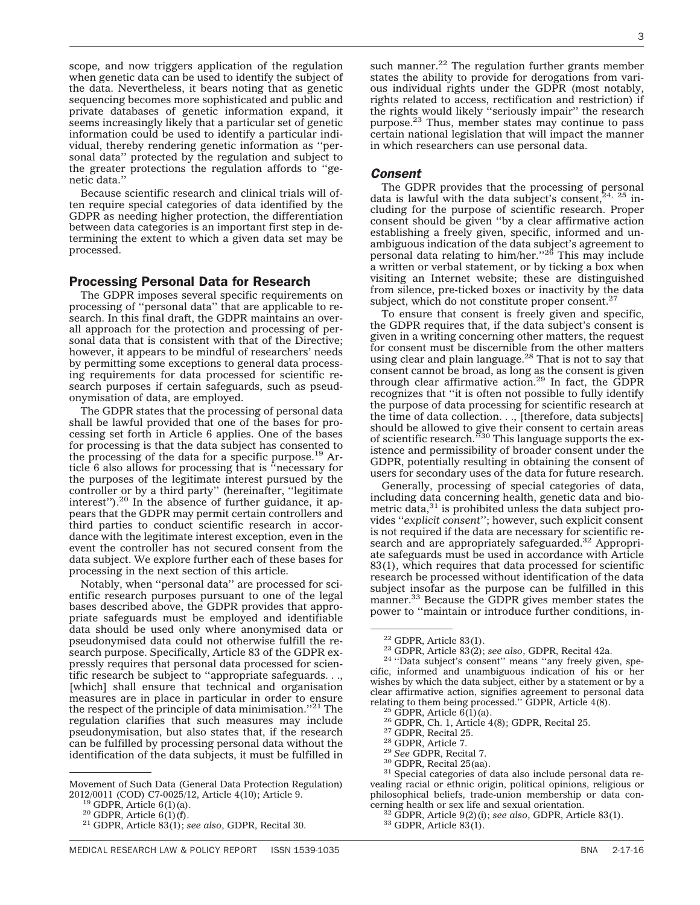scope, and now triggers application of the regulation when genetic data can be used to identify the subject of the data. Nevertheless, it bears noting that as genetic sequencing becomes more sophisticated and public and private databases of genetic information expand, it seems increasingly likely that a particular set of genetic information could be used to identify a particular individual, thereby rendering genetic information as ''personal data'' protected by the regulation and subject to the greater protections the regulation affords to ''genetic data.''

Because scientific research and clinical trials will often require special categories of data identified by the GDPR as needing higher protection, the differentiation between data categories is an important first step in determining the extent to which a given data set may be processed.

## Processing Personal Data for Research

The GDPR imposes several specific requirements on processing of ''personal data'' that are applicable to research. In this final draft, the GDPR maintains an overall approach for the protection and processing of personal data that is consistent with that of the Directive; however, it appears to be mindful of researchers' needs by permitting some exceptions to general data processing requirements for data processed for scientific research purposes if certain safeguards, such as pseudonymisation of data, are employed.

The GDPR states that the processing of personal data shall be lawful provided that one of the bases for processing set forth in Article 6 applies. One of the bases for processing is that the data subject has consented to the processing of the data for a specific purpose.[19] Article 6 also allows for processing that is ''necessary for the purposes of the legitimate interest pursued by the controller or by a third party'' (hereinafter, ''legitimate interest'').[20] In the absence of further guidance, it appears that the GDPR may permit certain controllers and third parties to conduct scientific research in accordance with the legitimate interest exception, even in the event the controller has not secured consent from the data subject. We explore further each of these bases for processing in the next section of this article.

Notably, when ''personal data'' are processed for scientific research purposes pursuant to one of the legal bases described above, the GDPR provides that appropriate safeguards must be employed and identifiable data should be used only where anonymised data or pseudonymised data could not otherwise fulfill the research purpose. Specifically, Article 83 of the GDPR expressly requires that personal data processed for scientific research be subject to ''appropriate safeguards. . ., [which] shall ensure that technical and organisation measures are in place in particular in order to ensure the respect of the principle of data minimisation.''[21] The regulation clarifies that such measures may include pseudonymisation, but also states that, if the research can be fulfilled by processing personal data without the identification of the data subjects, it must be fulfilled in such manner.[22] The regulation further grants member states the ability to provide for derogations from various individual rights under the GDPR (most notably, rights related to access, rectification and restriction) if the rights would likely ''seriously impair'' the research purpose.[23] Thus, member states may continue to pass certain national legislation that will impact the manner in which researchers can use personal data.

### *Consent*

The GDPR provides that the processing of personal data is lawful with the data subject's consent,[24, 25] including for the purpose of scientific research. Proper consent should be given ''by a clear affirmative action establishing a freely given, specific, informed and unambiguous indication of the data subject's agreement to personal data relating to him/her.''[26] This may include a written or verbal statement, or by ticking a box when visiting an Internet website; these are distinguished from silence, pre-ticked boxes or inactivity by the data subject, which do not constitute proper consent.[27]

To ensure that consent is freely given and specific, the GDPR requires that, if the data subject's consent is given in a writing concerning other matters, the request for consent must be discernible from the other matters using clear and plain language.[28] That is not to say that consent cannot be broad, as long as the consent is given through clear affirmative action.[29] In fact, the GDPR recognizes that ''it is often not possible to fully identify the purpose of data processing for scientific research at the time of data collection. . ., [therefore, data subjects] should be allowed to give their consent to certain areas of scientific research.''[30] This language supports the existence and permissibility of broader consent under the GDPR, potentially resulting in obtaining the consent of users for secondary uses of the data for future research.

Generally, processing of special categories of data, including data concerning health, genetic data and biometric data,[31] is prohibited unless the data subject provides ''*explicit consent*''; however, such explicit consent is not required if the data are necessary for scientific research and are appropriately safeguarded.[32] Appropriate safeguards must be used in accordance with Article 83(1), which requires that data processed for scientific research be processed without identification of the data subject insofar as the purpose can be fulfilled in this manner.[33] Because the GDPR gives member states the power to ''maintain or introduce further conditions, in-

---

Movement of Such Data (General Data Protection Regulation) 2012/0011 (COD) C7-0025/12, Article 4(10); Article 9.

[19] GDPR, Article 6(1)(a).

[20] GDPR, Article 6(1)(f).

[21] GDPR, Article 83(1); *see also*, GDPR, Recital 30.

[22] GDPR, Article 83(1).

[23] GDPR, Article 83(2); *see also*, GDPR, Recital 42a.

[24] ''Data subject's consent'' means ''any freely given, specific, informed and unambiguous indication of his or her wishes by which the data subject, either by a statement or by a clear affirmative action, signifies agreement to personal data relating to them being processed.'' GDPR, Article 4(8).

[25] GDPR, Article 6(1)(a).

[26] GDPR, Ch. 1, Article 4(8); GDPR, Recital 25.

[27] GDPR, Recital 25.

[28] GDPR, Article 7.

[29] *See* GDPR, Recital 7.

[30] GDPR, Recital 25(aa).

[31] Special categories of data also include personal data revealing racial or ethnic origin, political opinions, religious or philosophical beliefs, trade-union membership or data concerning health or sex life and sexual orientation.

[32] GDPR, Article 9(2)(i); *see also*, GDPR, Article 83(1).

[33] GDPR, Article 83(1).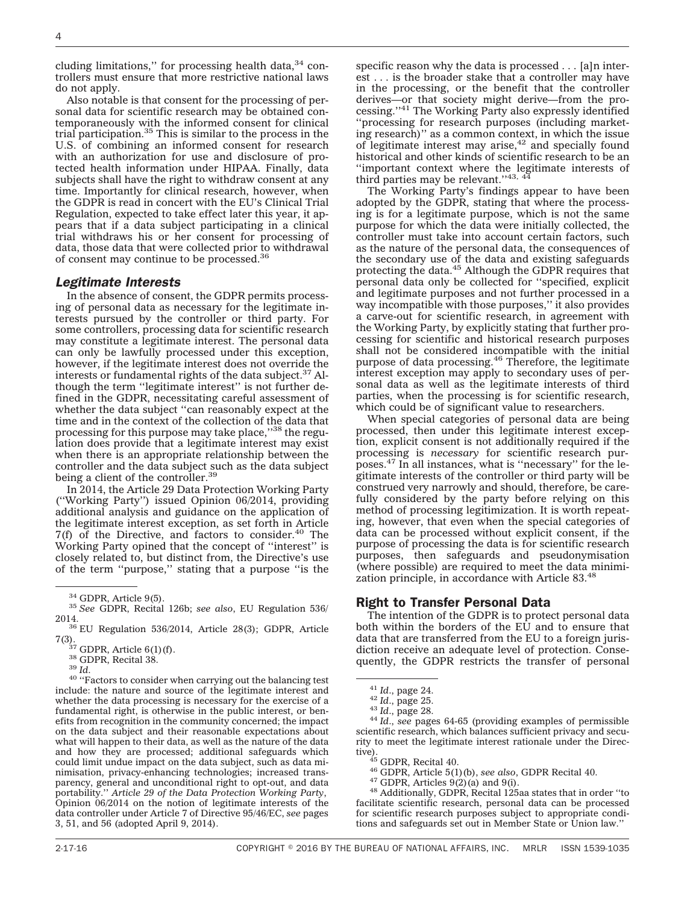cluding limitations,'' for processing health data,[34] controllers must ensure that more restrictive national laws do not apply.

Also notable is that consent for the processing of personal data for scientific research may be obtained contemporaneously with the informed consent for clinical trial participation.[35] This is similar to the process in the U.S. of combining an informed consent for research with an authorization for use and disclosure of protected health information under HIPAA. Finally, data subjects shall have the right to withdraw consent at any time. Importantly for clinical research, however, when the GDPR is read in concert with the EU's Clinical Trial Regulation, expected to take effect later this year, it appears that if a data subject participating in a clinical trial withdraws his or her consent for processing of data, those data that were collected prior to withdrawal of consent may continue to be processed.[36]

### *Legitimate Interests*

In the absence of consent, the GDPR permits processing of personal data as necessary for the legitimate interests pursued by the controller or third party. For some controllers, processing data for scientific research may constitute a legitimate interest. The personal data can only be lawfully processed under this exception, however, if the legitimate interest does not override the interests or fundamental rights of the data subject.[37] Although the term ''legitimate interest'' is not further defined in the GDPR, necessitating careful assessment of whether the data subject ''can reasonably expect at the time and in the context of the collection of the data that processing for this purpose may take place,''[38] the regulation does provide that a legitimate interest may exist when there is an appropriate relationship between the controller and the data subject such as the data subject being a client of the controller.[39]

In 2014, the Article 29 Data Protection Working Party (''Working Party'') issued Opinion 06/2014, providing additional analysis and guidance on the application of the legitimate interest exception, as set forth in Article 7(f) of the Directive, and factors to consider.[40] The Working Party opined that the concept of ''interest'' is closely related to, but distinct from, the Directive's use of the term ''purpose,'' stating that a purpose ''is the specific reason why the data is processed . . . [a]n interest . . . is the broader stake that a controller may have in the processing, or the benefit that the controller derives—or that society might derive—from the processing.''[41] The Working Party also expressly identified ''processing for research purposes (including marketing research)'' as a common context, in which the issue of legitimate interest may arise,[42] and specially found historical and other kinds of scientific research to be an ''important context where the legitimate interests of third parties may be relevant.''[43, 44]

The Working Party's findings appear to have been adopted by the GDPR, stating that where the processing is for a legitimate purpose, which is not the same purpose for which the data were initially collected, the controller must take into account certain factors, such as the nature of the personal data, the consequences of the secondary use of the data and existing safeguards protecting the data.[45] Although the GDPR requires that personal data only be collected for ''specified, explicit and legitimate purposes and not further processed in a way incompatible with those purposes,'' it also provides a carve-out for scientific research, in agreement with the Working Party, by explicitly stating that further processing for scientific and historical research purposes shall not be considered incompatible with the initial purpose of data processing.[46] Therefore, the legitimate interest exception may apply to secondary uses of personal data as well as the legitimate interests of third parties, when the processing is for scientific research, which could be of significant value to researchers.

When special categories of personal data are being processed, then under this legitimate interest exception, explicit consent is not additionally required if the processing is *necessary* for scientific research purposes.[47] In all instances, what is ''necessary'' for the legitimate interests of the controller or third party will be construed very narrowly and should, therefore, be carefully considered by the party before relying on this method of processing legitimization. It is worth repeating, however, that even when the special categories of data can be processed without explicit consent, if the purpose of processing the data is for scientific research purposes, then safeguards and pseudonymisation (where possible) are required to meet the data minimization principle, in accordance with Article 83.[48]

## Right to Transfer Personal Data

The intention of the GDPR is to protect personal data both within the borders of the EU and to ensure that data that are transferred from the EU to a foreign jurisdiction receive an adequate level of protection. Consequently, the GDPR restricts the transfer of personal

---

[34] GDPR, Article 9(5).

[35] *See* GDPR, Recital 126b; *see also*, EU Regulation 536/2014.

[36] EU Regulation 536/2014, Article 28(3); GDPR, Article 7(3).

[37] GDPR, Article 6(1)(f).

[38] GDPR, Recital 38.

[39] *Id*.

[40] ''Factors to consider when carrying out the balancing test include: the nature and source of the legitimate interest and whether the data processing is necessary for the exercise of a fundamental right, is otherwise in the public interest, or benefits from recognition in the community concerned; the impact on the data subject and their reasonable expectations about what will happen to their data, as well as the nature of the data and how they are processed; additional safeguards which could limit undue impact on the data subject, such as data minimisation, privacy-enhancing technologies; increased transparency, general and unconditional right to opt-out, and data portability.'' *Article 29 of the Data Protection Working Party*, Opinion 06/2014 on the notion of legitimate interests of the data controller under Article 7 of Directive 95/46/EC, *see* pages 3, 51, and 56 (adopted April 9, 2014).

[41] *Id*., page 24.

[42] *Id*., page 25.

[43] *Id*., page 28.

[44] *Id*., *see* pages 64-65 (providing examples of permissible scientific research, which balances sufficient privacy and security to meet the legitimate interest rationale under the Directive).

[45] GDPR, Recital 40.

[46] GDPR, Article 5(1)(b), *see also*, GDPR Recital 40.

[47] GDPR, Articles 9(2)(a) and 9(i).

[48] Additionally, GDPR, Recital 125aa states that in order ''to facilitate scientific research, personal data can be processed for scientific research purposes subject to appropriate conditions and safeguards set out in Member State or Union law.''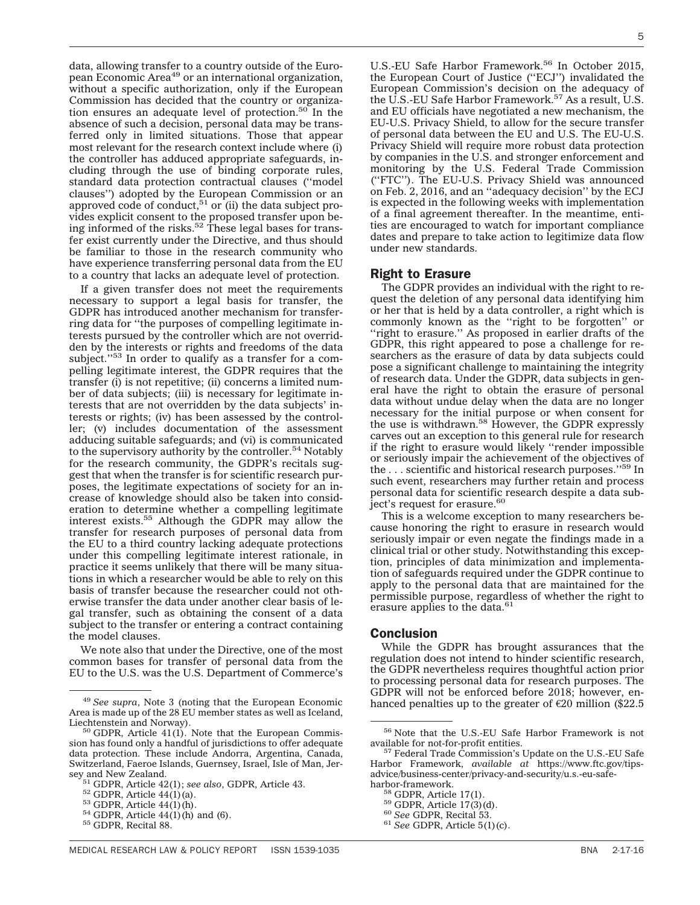data, allowing transfer to a country outside of the European Economic Area[49] or an international organization, without a specific authorization, only if the European Commission has decided that the country or organization ensures an adequate level of protection.[50] In the absence of such a decision, personal data may be transferred only in limited situations. Those that appear most relevant for the research context include where (i) the controller has adduced appropriate safeguards, including through the use of binding corporate rules, standard data protection contractual clauses (''model clauses'') adopted by the European Commission or an approved code of conduct,[51] or (ii) the data subject provides explicit consent to the proposed transfer upon being informed of the risks.[52] These legal bases for transfer exist currently under the Directive, and thus should be familiar to those in the research community who have experience transferring personal data from the EU to a country that lacks an adequate level of protection.

If a given transfer does not meet the requirements necessary to support a legal basis for transfer, the GDPR has introduced another mechanism for transferring data for ''the purposes of compelling legitimate interests pursued by the controller which are not overridden by the interests or rights and freedoms of the data subject.''[53] In order to qualify as a transfer for a compelling legitimate interest, the GDPR requires that the transfer (i) is not repetitive; (ii) concerns a limited number of data subjects; (iii) is necessary for legitimate interests that are not overridden by the data subjects' interests or rights; (iv) has been assessed by the controller; (v) includes documentation of the assessment adducing suitable safeguards; and (vi) is communicated to the supervisory authority by the controller.[54] Notably for the research community, the GDPR's recitals suggest that when the transfer is for scientific research purposes, the legitimate expectations of society for an increase of knowledge should also be taken into consideration to determine whether a compelling legitimate interest exists.[55] Although the GDPR may allow the transfer for research purposes of personal data from the EU to a third country lacking adequate protections under this compelling legitimate interest rationale, in practice it seems unlikely that there will be many situations in which a researcher would be able to rely on this basis of transfer because the researcher could not otherwise transfer the data under another clear basis of legal transfer, such as obtaining the consent of a data subject to the transfer or entering a contract containing the model clauses.

We note also that under the Directive, one of the most common bases for transfer of personal data from the EU to the U.S. was the U.S. Department of Commerce's U.S.-EU Safe Harbor Framework.[56] In October 2015, the European Court of Justice (''ECJ'') invalidated the European Commission's decision on the adequacy of the U.S.-EU Safe Harbor Framework.[57] As a result, U.S. and EU officials have negotiated a new mechanism, the EU-U.S. Privacy Shield, to allow for the secure transfer of personal data between the EU and U.S. The EU-U.S. Privacy Shield will require more robust data protection by companies in the U.S. and stronger enforcement and monitoring by the U.S. Federal Trade Commission (''FTC''). The EU-U.S. Privacy Shield was announced on Feb. 2, 2016, and an ''adequacy decision'' by the ECJ is expected in the following weeks with implementation of a final agreement thereafter. In the meantime, entities are encouraged to watch for important compliance dates and prepare to take action to legitimize data flow under new standards.

## Right to Erasure

The GDPR provides an individual with the right to request the deletion of any personal data identifying him or her that is held by a data controller, a right which is commonly known as the ''right to be forgotten'' or ''right to erasure.'' As proposed in earlier drafts of the GDPR, this right appeared to pose a challenge for researchers as the erasure of data by data subjects could pose a significant challenge to maintaining the integrity of research data. Under the GDPR, data subjects in general have the right to obtain the erasure of personal data without undue delay when the data are no longer necessary for the initial purpose or when consent for the use is withdrawn.[58] However, the GDPR expressly carves out an exception to this general rule for research if the right to erasure would likely ''render impossible or seriously impair the achievement of the objectives of the . . . scientific and historical research purposes.''[59] In such event, researchers may further retain and process personal data for scientific research despite a data subject's request for erasure.[60]

This is a welcome exception to many researchers because honoring the right to erasure in research would seriously impair or even negate the findings made in a clinical trial or other study. Notwithstanding this exception, principles of data minimization and implementation of safeguards required under the GDPR continue to apply to the personal data that are maintained for the permissible purpose, regardless of whether the right to erasure applies to the data.[61]

## Conclusion

While the GDPR has brought assurances that the regulation does not intend to hinder scientific research, the GDPR nevertheless requires thoughtful action prior to processing personal data for research purposes. The GDPR will not be enforced before 2018; however, enhanced penalties up to the greater of €20 million ($22.5

---

[49] *See supra*, Note 3 (noting that the European Economic Area is made up of the 28 EU member states as well as Iceland, Liechtenstein and Norway).

[50] GDPR, Article 41(1). Note that the European Commission has found only a handful of jurisdictions to offer adequate data protection. These include Andorra, Argentina, Canada, Switzerland, Faeroe Islands, Guernsey, Israel, Isle of Man, Jersey and New Zealand.

[51] GDPR, Article 42(1); *see also*, GDPR, Article 43.

[52] GDPR, Article 44(1)(a).

[53] GDPR, Article 44(1)(h).

[54] GDPR, Article 44(1)(h) and (6).

[55] GDPR, Recital 88.

[56] Note that the U.S.-EU Safe Harbor Framework is not available for not-for-profit entities.

[57] Federal Trade Commission's Update on the U.S.-EU Safe Harbor Framework, *available at* https://www.ftc.gov/tips-advice/business-center/privacy-and-security/u.s.-eu-safe-harbor-framework.

[58] GDPR, Article 17(1).

[59] GDPR, Article 17(3)(d).

[60] *See* GDPR, Recital 53.

[61] *See* GDPR, Article 5(1)(c).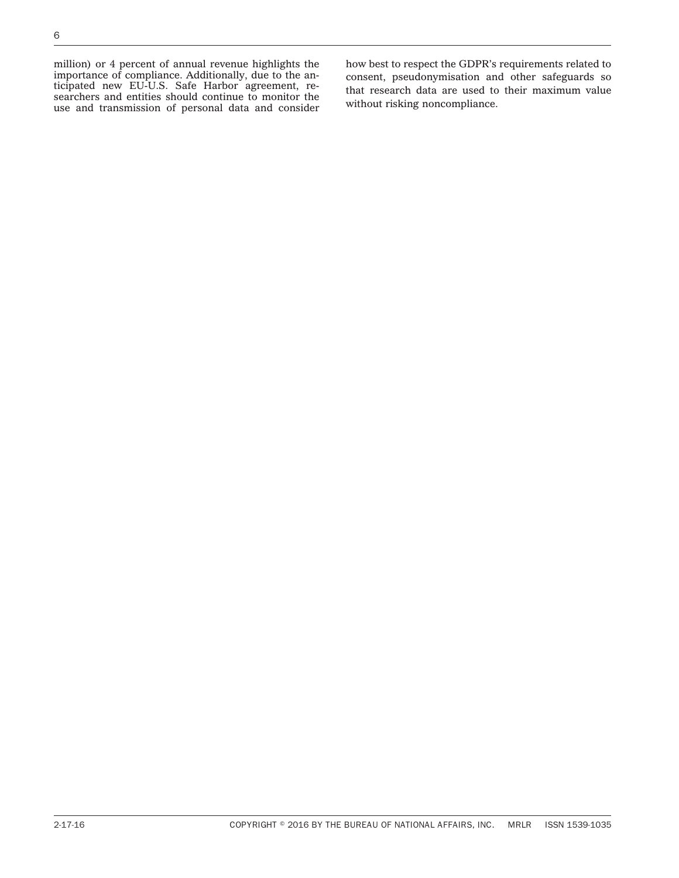million) or 4 percent of annual revenue highlights the importance of compliance. Additionally, due to the anticipated new EU-U.S. Safe Harbor agreement, researchers and entities should continue to monitor the use and transmission of personal data and consider how best to respect the GDPR's requirements related to consent, pseudonymisation and other safeguards so that research data are used to their maximum value without risking noncompliance.